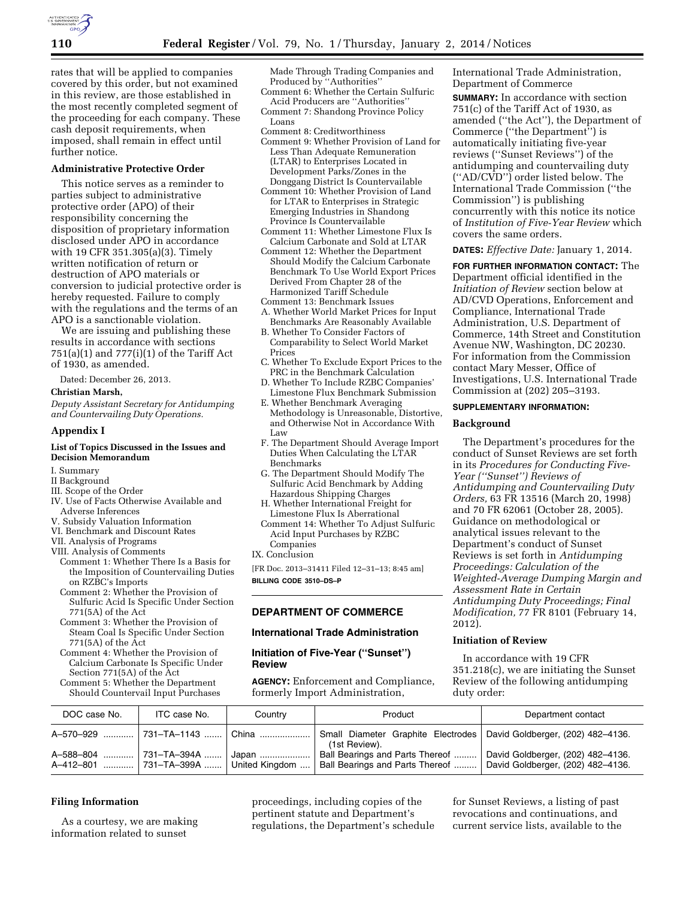rates that will be applied to companies covered by this order, but not examined in this review, are those established in the most recently completed segment of the proceeding for each company. These cash deposit requirements, when imposed, shall remain in effect until further notice.

**Administrative Protective Order**

This notice serves as a reminder to parties subject to administrative protective order (APO) of their responsibility concerning the disposition of proprietary information disclosed under APO in accordance with 19 CFR 351.305(a)(3). Timely written notification of return or destruction of APO materials or conversion to judicial protective order is hereby requested. Failure to comply with the regulations and the terms of an APO is a sanctionable violation.

We are issuing and publishing these results in accordance with sections 751(a)(1) and 777(i)(1) of the Tariff Act of 1930, as amended.

Dated: December 26, 2013.

**Christian Marsh,**

*Deputy Assistant Secretary for Antidumping and Countervailing Duty Operations.*

## Appendix I

### List of Topics Discussed in the Issues and Decision Memorandum

I. Summary
II Background
III. Scope of the Order
IV. Use of Facts Otherwise Available and Adverse Inferences
V. Subsidy Valuation Information
VI. Benchmark and Discount Rates
VII. Analysis of Programs
VIII. Analysis of Comments
- Comment 1: Whether There Is a Basis for the Imposition of Countervailing Duties on RZBC's Imports
- Comment 2: Whether the Provision of Sulfuric Acid Is Specific Under Section 771(5A) of the Act
- Comment 3: Whether the Provision of Steam Coal Is Specific Under Section 771(5A) of the Act
- Comment 4: Whether the Provision of Calcium Carbonate Is Specific Under Section 771(5A) of the Act
- Comment 5: Whether the Department Should Countervail Input Purchases Made Through Trading Companies and Produced by "Authorities"
- Comment 6: Whether the Certain Sulfuric Acid Producers are "Authorities"
- Comment 7: Shandong Province Policy Loans
- Comment 8: Creditworthiness
- Comment 9: Whether Provision of Land for Less Than Adequate Remuneration (LTAR) to Enterprises Located in Development Parks/Zones in the Donggang District Is Countervailable
- Comment 10: Whether Provision of Land for LTAR to Enterprises in Strategic Emerging Industries in Shandong Province Is Countervailable
- Comment 11: Whether Limestone Flux Is Calcium Carbonate and Sold at LTAR
- Comment 12: Whether the Department Should Modify the Calcium Carbonate Benchmark To Use World Export Prices Derived From Chapter 28 of the Harmonized Tariff Schedule
- Comment 13: Benchmark Issues
  - A. Whether World Market Prices for Input Benchmarks Are Reasonably Available
  - B. Whether To Consider Factors of Comparability to Select World Market Prices
  - C. Whether To Exclude Export Prices to the PRC in the Benchmark Calculation
  - D. Whether To Include RZBC Companies' Limestone Flux Benchmark Submission
  - E. Whether Benchmark Averaging Methodology is Unreasonable, Distortive, and Otherwise Not in Accordance With Law
  - F. The Department Should Average Import Duties When Calculating the LTAR Benchmarks
  - G. The Department Should Modify The Sulfuric Acid Benchmark by Adding Hazardous Shipping Charges
  - H. Whether International Freight for Limestone Flux Is Aberrational
- Comment 14: Whether To Adjust Sulfuric Acid Input Purchases by RZBC Companies

IX. Conclusion

[FR Doc. 2013–31411 Filed 12–31–13; 8:45 am]

**BILLING CODE 3510–DS–P**

---

## DEPARTMENT OF COMMERCE

### International Trade Administration

### Initiation of Five-Year ("Sunset") Review

**AGENCY:** Enforcement and Compliance, formerly Import Administration, International Trade Administration, Department of Commerce

**SUMMARY:** In accordance with section 751(c) of the Tariff Act of 1930, as amended ("the Act"), the Department of Commerce ("the Department") is automatically initiating five-year reviews ("Sunset Reviews") of the antidumping and countervailing duty ("AD/CVD") order listed below. The International Trade Commission ("the Commission") is publishing concurrently with this notice its notice of *Institution of Five-Year Review* which covers the same orders.

**DATES:** *Effective Date:* January 1, 2014.

**FOR FURTHER INFORMATION CONTACT:** The Department official identified in the *Initiation of Review* section below at AD/CVD Operations, Enforcement and Compliance, International Trade Administration, U.S. Department of Commerce, 14th Street and Constitution Avenue NW, Washington, DC 20230. For information from the Commission contact Mary Messer, Office of Investigations, U.S. International Trade Commission at (202) 205–3193.

**SUPPLEMENTARY INFORMATION:**

**Background**

The Department's procedures for the conduct of Sunset Reviews are set forth in its *Procedures for Conducting Five-Year ("Sunset") Reviews of Antidumping and Countervailing Duty Orders,* 63 FR 13516 (March 20, 1998) and 70 FR 62061 (October 28, 2005). Guidance on methodological or analytical issues relevant to the Department's conduct of Sunset Reviews is set forth in *Antidumping Proceedings: Calculation of the Weighted-Average Dumping Margin and Assessment Rate in Certain Antidumping Duty Proceedings; Final Modification,* 77 FR 8101 (February 14, 2012).

**Initiation of Review**

In accordance with 19 CFR 351.218(c), we are initiating the Sunset Review of the following antidumping duty order:

| DOC case No. | ITC case No. | Country | Product | Department contact |
|---|---|---|---|---|
| A–570–929 | 731–TA–1143 | China | Small Diameter Graphite Electrodes (1st Review). | David Goldberger, (202) 482–4136. |
| A–588–804 | 731–TA–394A | Japan | Ball Bearings and Parts Thereof | David Goldberger, (202) 482–4136. |
| A–412–801 | 731–TA–399A | United Kingdom | Ball Bearings and Parts Thereof | David Goldberger, (202) 482–4136. |

**Filing Information**

As a courtesy, we are making information related to sunset proceedings, including copies of the pertinent statute and Department's regulations, the Department's schedule for Sunset Reviews, a listing of past revocations and continuations, and current service lists, available to the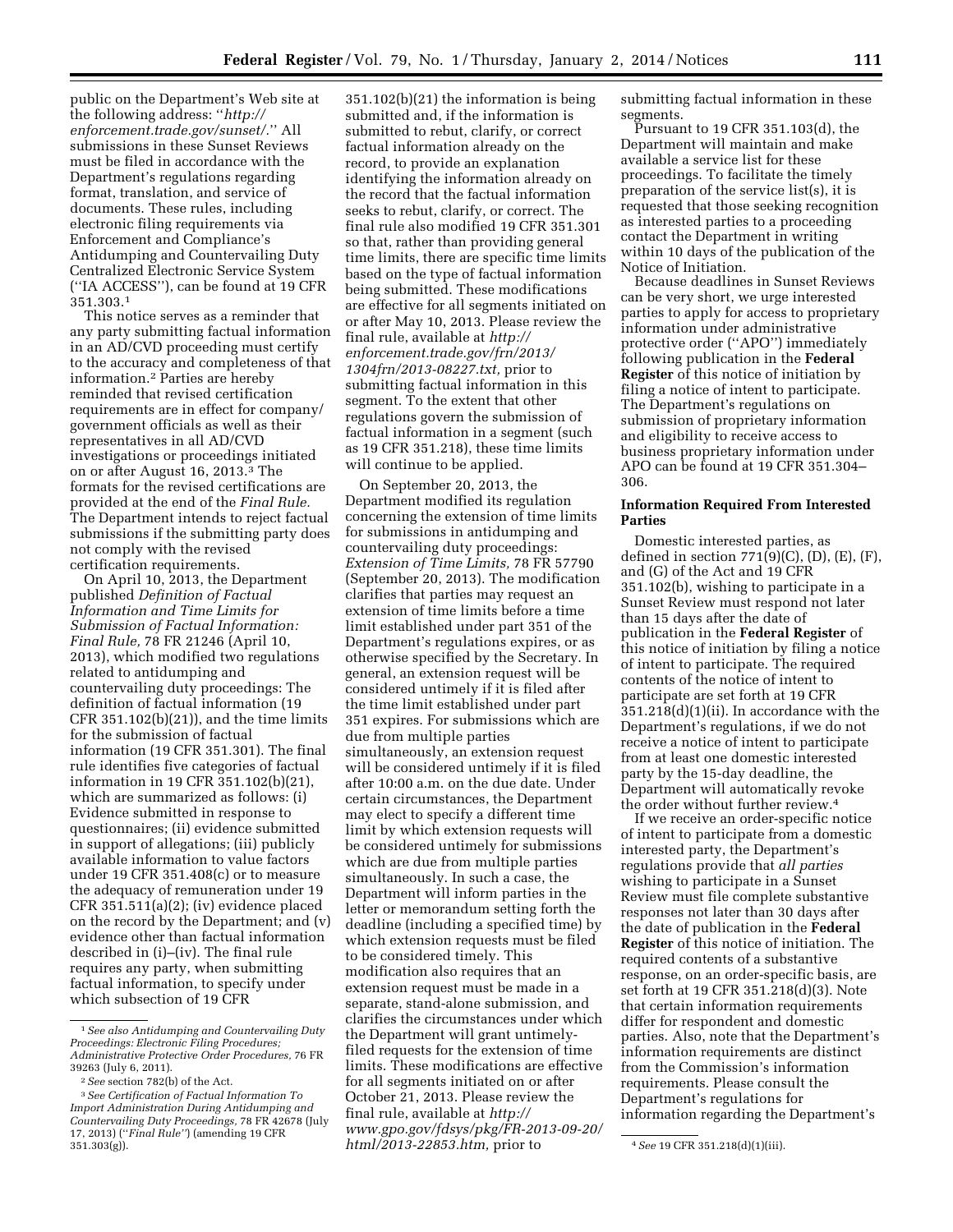public on the Department's Web site at the following address: "*http://enforcement.trade.gov/sunset/*." All submissions in these Sunset Reviews must be filed in accordance with the Department's regulations regarding format, translation, and service of documents. These rules, including electronic filing requirements via Enforcement and Compliance's Antidumping and Countervailing Duty Centralized Electronic Service System ("IA ACCESS"), can be found at 19 CFR 351.303.[1]

This notice serves as a reminder that any party submitting factual information in an AD/CVD proceeding must certify to the accuracy and completeness of that information.[2] Parties are hereby reminded that revised certification requirements are in effect for company/government officials as well as their representatives in all AD/CVD investigations or proceedings initiated on or after August 16, 2013.[3] The formats for the revised certifications are provided at the end of the *Final Rule.* The Department intends to reject factual submissions if the submitting party does not comply with the revised certification requirements.

On April 10, 2013, the Department published *Definition of Factual Information and Time Limits for Submission of Factual Information: Final Rule,* 78 FR 21246 (April 10, 2013), which modified two regulations related to antidumping and countervailing duty proceedings: The definition of factual information (19 CFR 351.102(b)(21)), and the time limits for the submission of factual information (19 CFR 351.301). The final rule identifies five categories of factual information in 19 CFR 351.102(b)(21), which are summarized as follows: (i) Evidence submitted in response to questionnaires; (ii) evidence submitted in support of allegations; (iii) publicly available information to value factors under 19 CFR 351.408(c) or to measure the adequacy of remuneration under 19 CFR 351.511(a)(2); (iv) evidence placed on the record by the Department; and (v) evidence other than factual information described in (i)–(iv). The final rule requires any party, when submitting factual information, to specify under which subsection of 19 CFR 351.102(b)(21) the information is being submitted and, if the information is submitted to rebut, clarify, or correct factual information already on the record, to provide an explanation identifying the information already on the record that the factual information seeks to rebut, clarify, or correct. The final rule also modified 19 CFR 351.301 so that, rather than providing general time limits, there are specific time limits based on the type of factual information being submitted. These modifications are effective for all segments initiated on or after May 10, 2013. Please review the final rule, available at *http://enforcement.trade.gov/frn/2013/1304frn/2013-08227.txt,* prior to submitting factual information in this segment. To the extent that other regulations govern the submission of factual information in a segment (such as 19 CFR 351.218), these time limits will continue to be applied.

On September 20, 2013, the Department modified its regulation concerning the extension of time limits for submissions in antidumping and countervailing duty proceedings: *Extension of Time Limits,* 78 FR 57790 (September 20, 2013). The modification clarifies that parties may request an extension of time limits before a time limit established under part 351 of the Department's regulations expires, or as otherwise specified by the Secretary. In general, an extension request will be considered untimely if it is filed after the time limit established under part 351 expires. For submissions which are due from multiple parties simultaneously, an extension request will be considered untimely if it is filed after 10:00 a.m. on the due date. Under certain circumstances, the Department may elect to specify a different time limit by which extension requests will be considered untimely for submissions which are due from multiple parties simultaneously. In such a case, the Department will inform parties in the letter or memorandum setting forth the deadline (including a specified time) by which extension requests must be filed to be considered timely. This modification also requires that an extension request must be made in a separate, stand-alone submission, and clarifies the circumstances under which the Department will grant untimely-filed requests for the extension of time limits. These modifications are effective for all segments initiated on or after October 21, 2013. Please review the final rule, available at *http://www.gpo.gov/fdsys/pkg/FR-2013-09-20/html/2013-22853.htm,* prior to submitting factual information in these segments.

Pursuant to 19 CFR 351.103(d), the Department will maintain and make available a service list for these proceedings. To facilitate the timely preparation of the service list(s), it is requested that those seeking recognition as interested parties to a proceeding contact the Department in writing within 10 days of the publication of the Notice of Initiation.

Because deadlines in Sunset Reviews can be very short, we urge interested parties to apply for access to proprietary information under administrative protective order ("APO") immediately following publication in the **Federal Register** of this notice of initiation by filing a notice of intent to participate. The Department's regulations on submission of proprietary information and eligibility to receive access to business proprietary information under APO can be found at 19 CFR 351.304–306.

**Information Required From Interested Parties**

Domestic interested parties, as defined in section 771(9)(C), (D), (E), (F), and (G) of the Act and 19 CFR 351.102(b), wishing to participate in a Sunset Review must respond not later than 15 days after the date of publication in the **Federal Register** of this notice of initiation by filing a notice of intent to participate. The required contents of the notice of intent to participate are set forth at 19 CFR 351.218(d)(1)(ii). In accordance with the Department's regulations, if we do not receive a notice of intent to participate from at least one domestic interested party by the 15-day deadline, the Department will automatically revoke the order without further review.[4]

If we receive an order-specific notice of intent to participate from a domestic interested party, the Department's regulations provide that *all parties* wishing to participate in a Sunset Review must file complete substantive responses not later than 30 days after the date of publication in the **Federal Register** of this notice of initiation. The required contents of a substantive response, on an order-specific basis, are set forth at 19 CFR 351.218(d)(3). Note that certain information requirements differ for respondent and domestic parties. Also, note that the Department's information requirements are distinct from the Commission's information requirements. Please consult the Department's regulations for information regarding the Department's

---

[1] *See also Antidumping and Countervailing Duty Proceedings: Electronic Filing Procedures; Administrative Protective Order Procedures,* 76 FR 39263 (July 6, 2011).

[2] *See* section 782(b) of the Act.

[3] *See Certification of Factual Information To Import Administration During Antidumping and Countervailing Duty Proceedings,* 78 FR 42678 (July 17, 2013) ("*Final Rule*") (amending 19 CFR 351.303(g)).

[4] *See* 19 CFR 351.218(d)(1)(iii).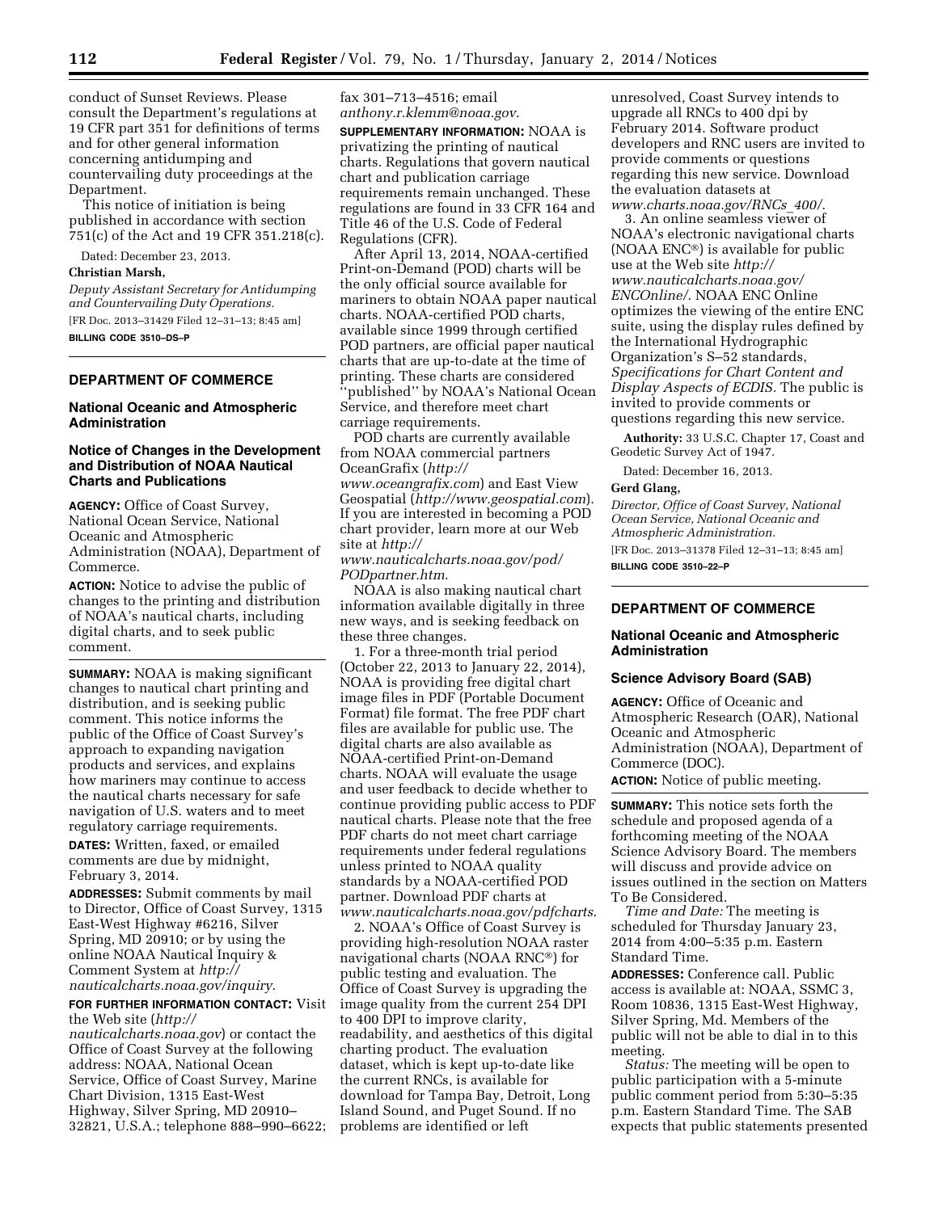conduct of Sunset Reviews. Please consult the Department's regulations at 19 CFR part 351 for definitions of terms and for other general information concerning antidumping and countervailing duty proceedings at the Department.

This notice of initiation is being published in accordance with section 751(c) of the Act and 19 CFR 351.218(c).

Dated: December 23, 2013.

**Christian Marsh,**

*Deputy Assistant Secretary for Antidumping and Countervailing Duty Operations.*

[FR Doc. 2013–31429 Filed 12–31–13; 8:45 am]

**BILLING CODE 3510–DS–P**

## DEPARTMENT OF COMMERCE

### National Oceanic and Atmospheric Administration

### Notice of Changes in the Development and Distribution of NOAA Nautical Charts and Publications

**AGENCY:** Office of Coast Survey, National Ocean Service, National Oceanic and Atmospheric Administration (NOAA), Department of Commerce.

**ACTION:** Notice to advise the public of changes to the printing and distribution of NOAA's nautical charts, including digital charts, and to seek public comment.

**SUMMARY:** NOAA is making significant changes to nautical chart printing and distribution, and is seeking public comment. This notice informs the public of the Office of Coast Survey's approach to expanding navigation products and services, and explains how mariners may continue to access the nautical charts necessary for safe navigation of U.S. waters and to meet regulatory carriage requirements.

**DATES:** Written, faxed, or emailed comments are due by midnight, February 3, 2014.

**ADDRESSES:** Submit comments by mail to Director, Office of Coast Survey, 1315 East-West Highway #6216, Silver Spring, MD 20910; or by using the online NOAA Nautical Inquiry & Comment System at *http://nauticalcharts.noaa.gov/inquiry*.

**FOR FURTHER INFORMATION CONTACT:** Visit the Web site (*http://nauticalcharts.noaa.gov*) or contact the Office of Coast Survey at the following address: NOAA, National Ocean Service, Office of Coast Survey, Marine Chart Division, 1315 East-West Highway, Silver Spring, MD 20910–32821, U.S.A.; telephone 888–990–6622; fax 301–713–4516; email *anthony.r.klemm@noaa.gov*.

**SUPPLEMENTARY INFORMATION:** NOAA is privatizing the printing of nautical charts. Regulations that govern nautical chart and publication carriage requirements remain unchanged. These regulations are found in 33 CFR 164 and Title 46 of the U.S. Code of Federal Regulations (CFR).

After April 13, 2014, NOAA-certified Print-on-Demand (POD) charts will be the only official source available for mariners to obtain NOAA paper nautical charts. NOAA-certified POD charts, available since 1999 through certified POD partners, are official paper nautical charts that are up-to-date at the time of printing. These charts are considered ''published'' by NOAA's National Ocean Service, and therefore meet chart carriage requirements.

POD charts are currently available from NOAA commercial partners OceanGrafix (*http://www.oceangrafix.com*) and East View Geospatial (*http://www.geospatial.com*). If you are interested in becoming a POD chart provider, learn more at our Web site at *http://www.nauticalcharts.noaa.gov/pod/PODpartner.htm*.

NOAA is also making nautical chart information available digitally in three new ways, and is seeking feedback on these three changes.

1. For a three-month trial period (October 22, 2013 to January 22, 2014), NOAA is providing free digital chart image files in PDF (Portable Document Format) file format. The free PDF chart files are available for public use. The digital charts are also available as NOAA-certified Print-on-Demand charts. NOAA will evaluate the usage and user feedback to decide whether to continue providing public access to PDF nautical charts. Please note that the free PDF charts do not meet chart carriage requirements under federal regulations unless printed to NOAA quality standards by a NOAA-certified POD partner. Download PDF charts at *www.nauticalcharts.noaa.gov/pdfcharts*.

2. NOAA's Office of Coast Survey is providing high-resolution NOAA raster navigational charts (NOAA RNC®) for public testing and evaluation. The Office of Coast Survey is upgrading the image quality from the current 254 DPI to 400 DPI to improve clarity, readability, and aesthetics of this digital charting product. The evaluation dataset, which is kept up-to-date like the current RNCs, is available for download for Tampa Bay, Detroit, Long Island Sound, and Puget Sound. If no problems are identified or left unresolved, Coast Survey intends to upgrade all RNCs to 400 dpi by February 2014. Software product developers and RNC users are invited to provide comments or questions regarding this new service. Download the evaluation datasets at *www.charts.noaa.gov/RNCs_400/*.

3. An online seamless viewer of NOAA's electronic navigational charts (NOAA ENC®) is available for public use at the Web site *http://www.nauticalcharts.noaa.gov/ENCOnline/*. NOAA ENC Online optimizes the viewing of the entire ENC suite, using the display rules defined by the International Hydrographic Organization's S–52 standards, *Specifications for Chart Content and Display Aspects of ECDIS.* The public is invited to provide comments or questions regarding this new service.

**Authority:** 33 U.S.C. Chapter 17, Coast and Geodetic Survey Act of 1947.

Dated: December 16, 2013.

**Gerd Glang,**

*Director, Office of Coast Survey, National Ocean Service, National Oceanic and Atmospheric Administration.*

[FR Doc. 2013–31378 Filed 12–31–13; 8:45 am]

**BILLING CODE 3510–22–P**

## DEPARTMENT OF COMMERCE

### National Oceanic and Atmospheric Administration

### Science Advisory Board (SAB)

**AGENCY:** Office of Oceanic and Atmospheric Research (OAR), National Oceanic and Atmospheric Administration (NOAA), Department of Commerce (DOC).

**ACTION:** Notice of public meeting.

**SUMMARY:** This notice sets forth the schedule and proposed agenda of a forthcoming meeting of the NOAA Science Advisory Board. The members will discuss and provide advice on issues outlined in the section on Matters To Be Considered.

*Time and Date:* The meeting is scheduled for Thursday January 23, 2014 from 4:00–5:35 p.m. Eastern Standard Time.

**ADDRESSES:** Conference call. Public access is available at: NOAA, SSMC 3, Room 10836, 1315 East-West Highway, Silver Spring, Md. Members of the public will not be able to dial in to this meeting.

*Status:* The meeting will be open to public participation with a 5-minute public comment period from 5:30–5:35 p.m. Eastern Standard Time. The SAB expects that public statements presented